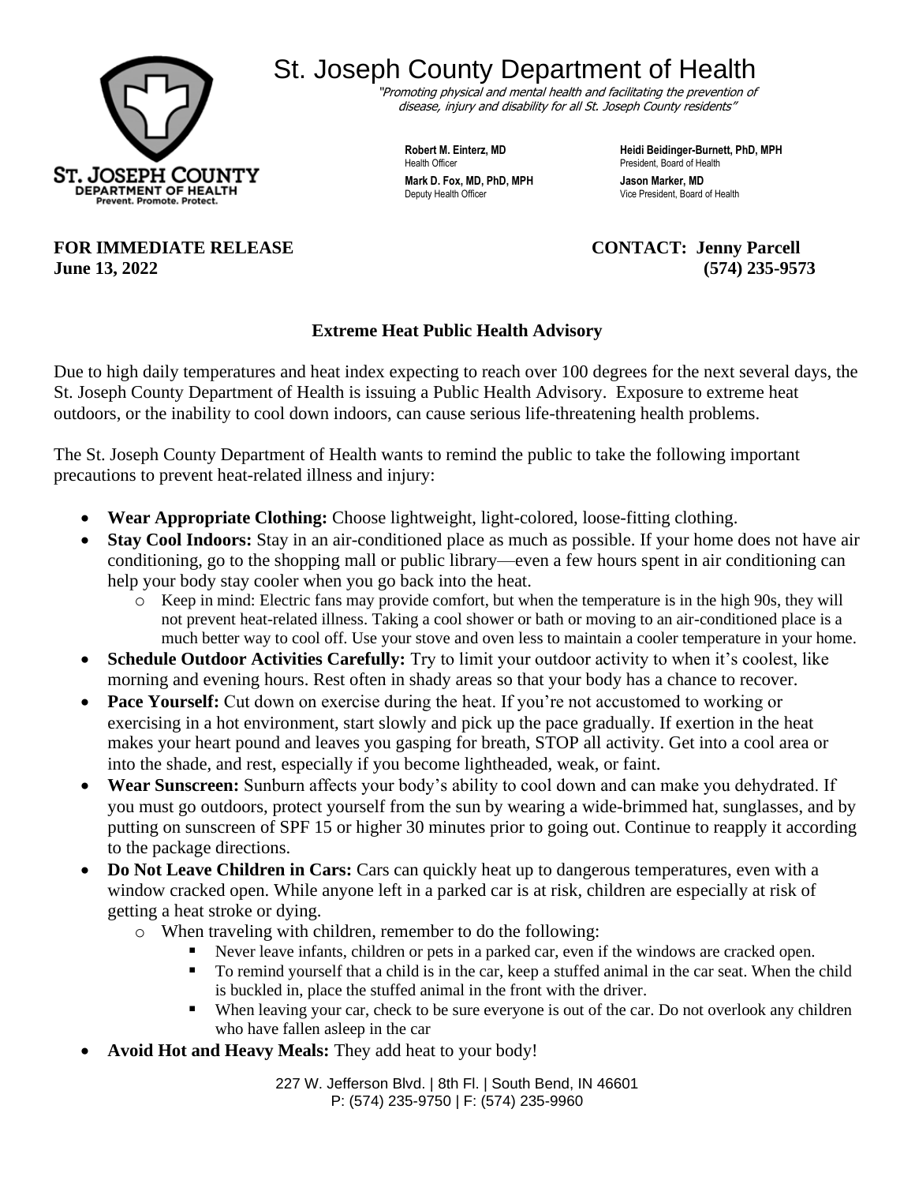# St. Joseph County Department of Health

*"Promoting physical and mental health and facilitating the prevention of disease, injury and disability for all St. Joseph County residents"*

ST. JOSEPH COUNTY
DEPARTMENT OF HEALTH
Prevent. Promote. Protect.

**Robert M. Einterz, MD**
Health Officer

**Mark D. Fox, MD, PhD, MPH**
Deputy Health Officer

**Heidi Beidinger-Burnett, PhD, MPH**
President, Board of Health

**Jason Marker, MD**
Vice President, Board of Health

**FOR IMMEDIATE RELEASE**
**June 13, 2022**

**CONTACT: Jenny Parcell**
**(574) 235-9573**

## Extreme Heat Public Health Advisory

Due to high daily temperatures and heat index expecting to reach over 100 degrees for the next several days, the St. Joseph County Department of Health is issuing a Public Health Advisory. Exposure to extreme heat outdoors, or the inability to cool down indoors, can cause serious life-threatening health problems.

The St. Joseph County Department of Health wants to remind the public to take the following important precautions to prevent heat-related illness and injury:

- **Wear Appropriate Clothing:** Choose lightweight, light-colored, loose-fitting clothing.
- **Stay Cool Indoors:** Stay in an air-conditioned place as much as possible. If your home does not have air conditioning, go to the shopping mall or public library—even a few hours spent in air conditioning can help your body stay cooler when you go back into the heat.
    - Keep in mind: Electric fans may provide comfort, but when the temperature is in the high 90s, they will not prevent heat-related illness. Taking a cool shower or bath or moving to an air-conditioned place is a much better way to cool off. Use your stove and oven less to maintain a cooler temperature in your home.
- **Schedule Outdoor Activities Carefully:** Try to limit your outdoor activity to when it's coolest, like morning and evening hours. Rest often in shady areas so that your body has a chance to recover.
- **Pace Yourself:** Cut down on exercise during the heat. If you're not accustomed to working or exercising in a hot environment, start slowly and pick up the pace gradually. If exertion in the heat makes your heart pound and leaves you gasping for breath, STOP all activity. Get into a cool area or into the shade, and rest, especially if you become lightheaded, weak, or faint.
- **Wear Sunscreen:** Sunburn affects your body's ability to cool down and can make you dehydrated. If you must go outdoors, protect yourself from the sun by wearing a wide-brimmed hat, sunglasses, and by putting on sunscreen of SPF 15 or higher 30 minutes prior to going out. Continue to reapply it according to the package directions.
- **Do Not Leave Children in Cars:** Cars can quickly heat up to dangerous temperatures, even with a window cracked open. While anyone left in a parked car is at risk, children are especially at risk of getting a heat stroke or dying.
    - When traveling with children, remember to do the following:
        - Never leave infants, children or pets in a parked car, even if the windows are cracked open.
        - To remind yourself that a child is in the car, keep a stuffed animal in the car seat. When the child is buckled in, place the stuffed animal in the front with the driver.
        - When leaving your car, check to be sure everyone is out of the car. Do not overlook any children who have fallen asleep in the car
- **Avoid Hot and Heavy Meals:** They add heat to your body!

227 W. Jefferson Blvd. | 8th Fl. | South Bend, IN 46601
P: (574) 235-9750 | F: (574) 235-9960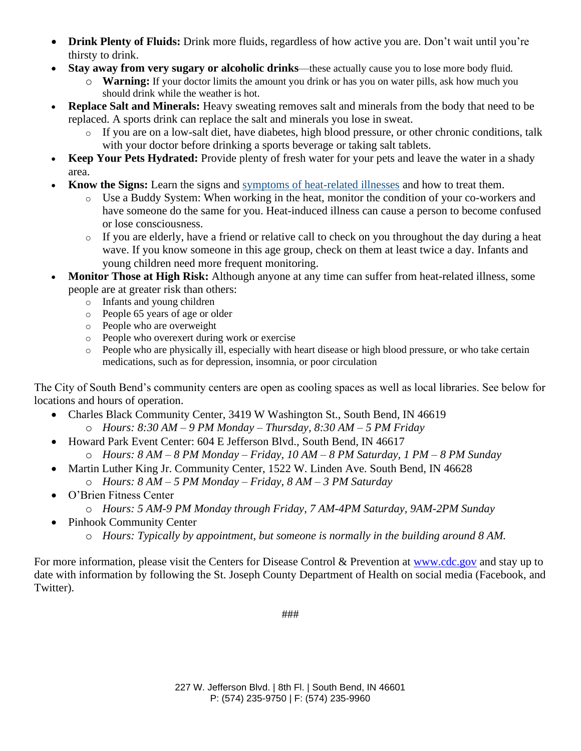- **Drink Plenty of Fluids:** Drink more fluids, regardless of how active you are. Don't wait until you're thirsty to drink.
- **Stay away from very sugary or alcoholic drinks**—these actually cause you to lose more body fluid.
  - **Warning:** If your doctor limits the amount you drink or has you on water pills, ask how much you should drink while the weather is hot.
- **Replace Salt and Minerals:** Heavy sweating removes salt and minerals from the body that need to be replaced. A sports drink can replace the salt and minerals you lose in sweat.
  - If you are on a low-salt diet, have diabetes, high blood pressure, or other chronic conditions, talk with your doctor before drinking a sports beverage or taking salt tablets.
- **Keep Your Pets Hydrated:** Provide plenty of fresh water for your pets and leave the water in a shady area.
- **Know the Signs:** Learn the signs and symptoms of heat-related illnesses and how to treat them.
  - Use a Buddy System: When working in the heat, monitor the condition of your co-workers and have someone do the same for you. Heat-induced illness can cause a person to become confused or lose consciousness.
  - If you are elderly, have a friend or relative call to check on you throughout the day during a heat wave. If you know someone in this age group, check on them at least twice a day. Infants and young children need more frequent monitoring.
- **Monitor Those at High Risk:** Although anyone at any time can suffer from heat-related illness, some people are at greater risk than others:
  - Infants and young children
  - People 65 years of age or older
  - People who are overweight
  - People who overexert during work or exercise
  - People who are physically ill, especially with heart disease or high blood pressure, or who take certain medications, such as for depression, insomnia, or poor circulation

The City of South Bend's community centers are open as cooling spaces as well as local libraries. See below for locations and hours of operation.

- Charles Black Community Center, 3419 W Washington St., South Bend, IN 46619
  - *Hours: 8:30 AM – 9 PM Monday – Thursday, 8:30 AM – 5 PM Friday*
- Howard Park Event Center: 604 E Jefferson Blvd., South Bend, IN 46617
  - *Hours: 8 AM – 8 PM Monday – Friday, 10 AM – 8 PM Saturday, 1 PM – 8 PM Sunday*
- Martin Luther King Jr. Community Center, 1522 W. Linden Ave. South Bend, IN 46628
  - *Hours: 8 AM – 5 PM Monday – Friday, 8 AM – 3 PM Saturday*
- O'Brien Fitness Center
  - *Hours: 5 AM-9 PM Monday through Friday, 7 AM-4PM Saturday, 9AM-2PM Sunday*
- Pinhook Community Center
  - *Hours: Typically by appointment, but someone is normally in the building around 8 AM.*

For more information, please visit the Centers for Disease Control & Prevention at www.cdc.gov and stay up to date with information by following the St. Joseph County Department of Health on social media (Facebook, and Twitter).

###

227 W. Jefferson Blvd. | 8th Fl. | South Bend, IN 46601
P: (574) 235-9750 | F: (574) 235-9960